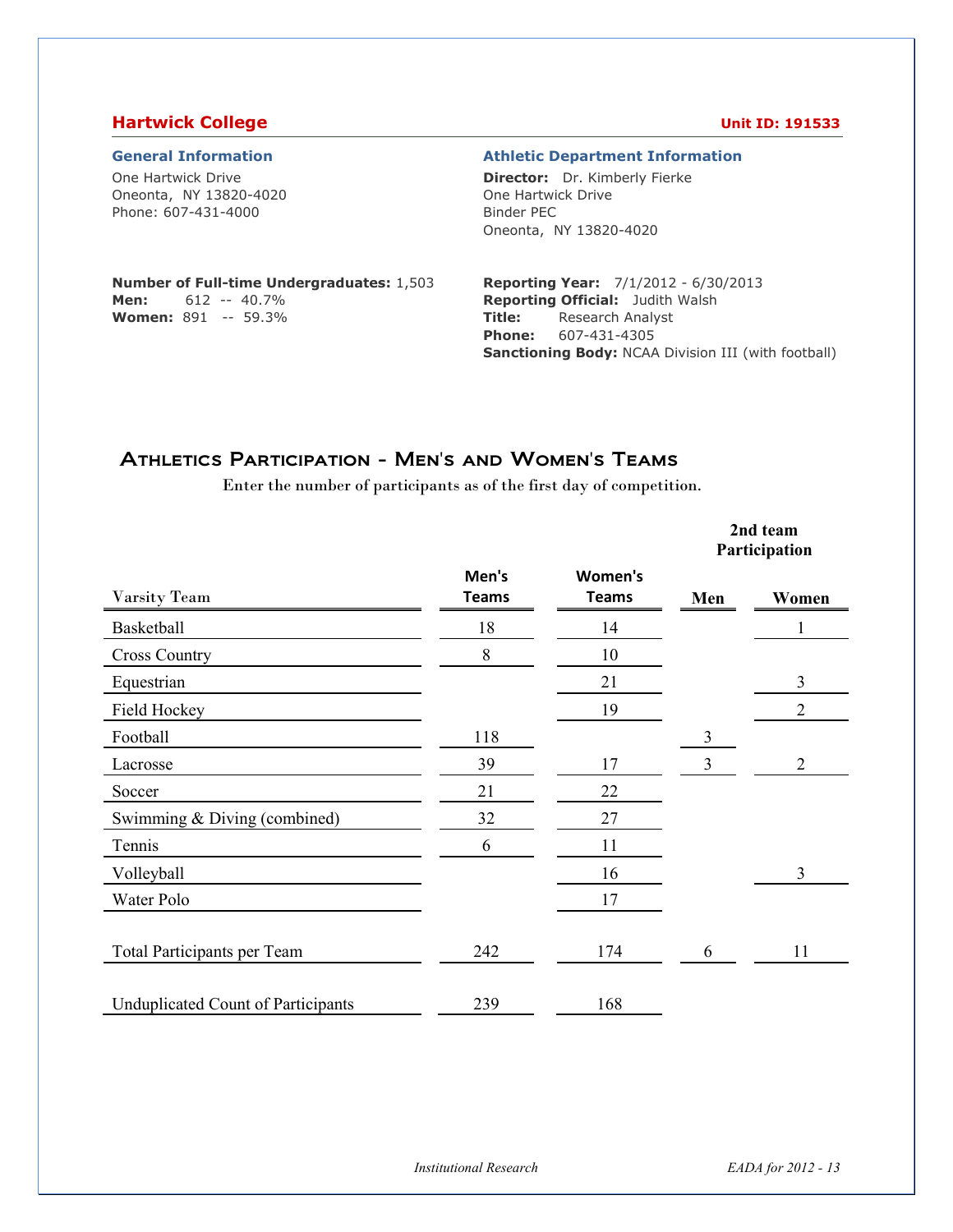## Hartwick College

**Unit ID: 191533**

### General Information

One Hartwick Drive
Oneonta, NY 13820-4020
Phone: 607-431-4000

**Number of Full-time Undergraduates:** 1,503
**Men:** 612 -- 40.7%
**Women:** 891 -- 59.3%

### Athletic Department Information

**Director:** Dr. Kimberly Fierke
One Hartwick Drive
Binder PEC
Oneonta, NY 13820-4020

**Reporting Year:** 7/1/2012 - 6/30/2013
**Reporting Official:** Judith Walsh
**Title:** Research Analyst
**Phone:** 607-431-4305
**Sanctioning Body:** NCAA Division III (with football)

## Athletics Participation - Men's and Women's Teams

Enter the number of participants as of the first day of competition.

| Varsity Team | Men's Teams | Women's Teams | 2nd team Participation Men | 2nd team Participation Women |
|---|---|---|---|---|
| Basketball | 18 | 14 | | 1 |
| Cross Country | 8 | 10 | | |
| Equestrian | | 21 | | 3 |
| Field Hockey | | 19 | | 2 |
| Football | 118 | | 3 | |
| Lacrosse | 39 | 17 | 3 | 2 |
| Soccer | 21 | 22 | | |
| Swimming & Diving (combined) | 32 | 27 | | |
| Tennis | 6 | 11 | | |
| Volleyball | | 16 | | 3 |
| Water Polo | | 17 | | |
| Total Participants per Team | 242 | 174 | 6 | 11 |
| Unduplicated Count of Participants | 239 | 168 | | |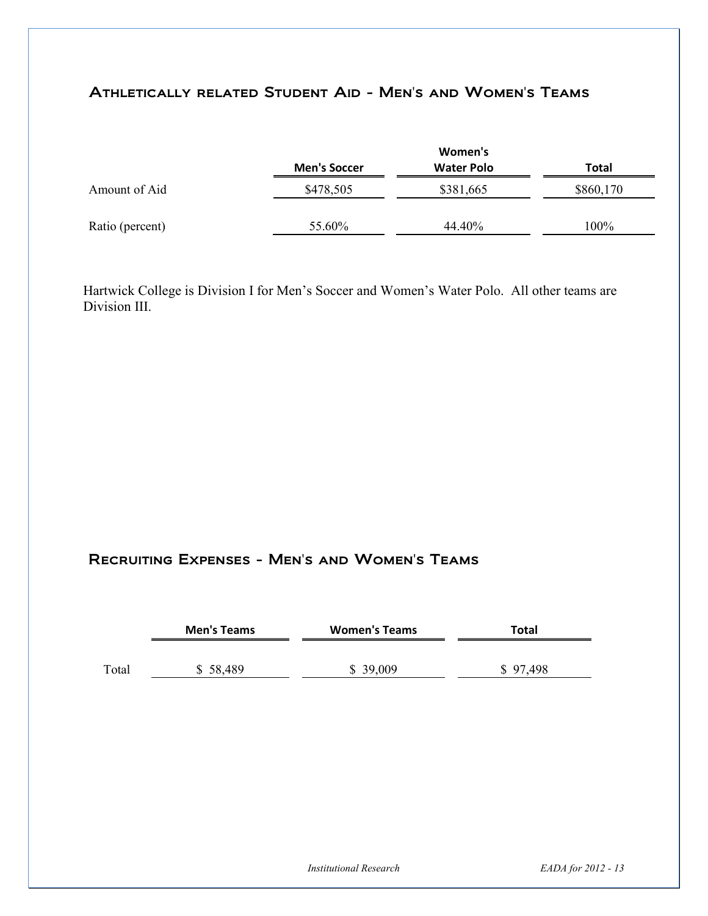## Athletically related Student Aid - Men's and Women's Teams

| | Men's Soccer | Women's Water Polo | Total |
|---|---|---|---|
| Amount of Aid | $478,505 | $381,665 | $860,170 |
| Ratio (percent) | 55.60% | 44.40% | 100% |

Hartwick College is Division I for Men's Soccer and Women's Water Polo. All other teams are Division III.

## Recruiting Expenses - Men's and Women's Teams

| | Men's Teams | Women's Teams | Total |
|---|---|---|---|
| Total | $ 58,489 | $ 39,009 | $ 97,498 |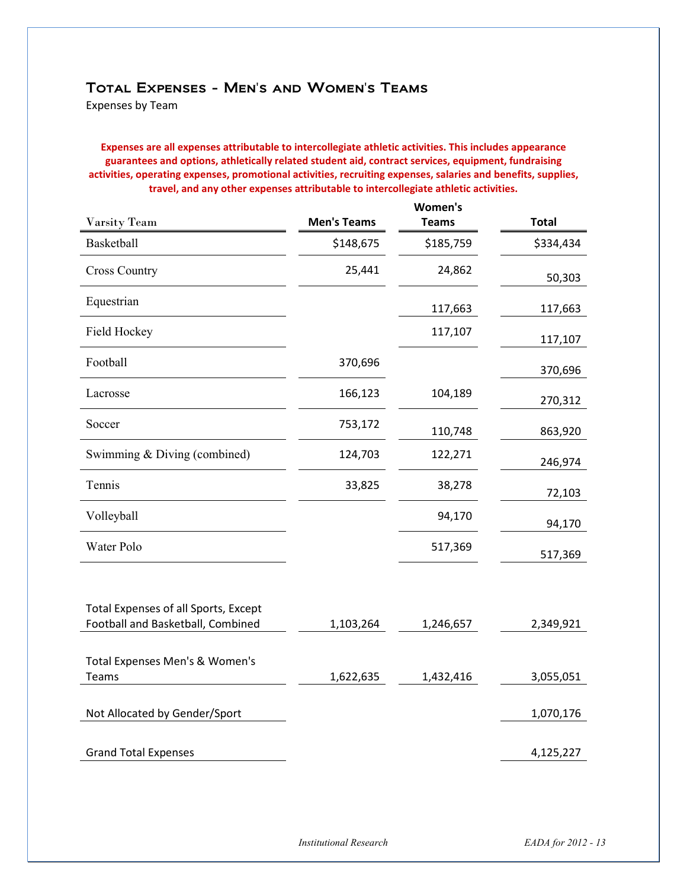# Total Expenses - Men's and Women's Teams

Expenses by Team

**Expenses are all expenses attributable to intercollegiate athletic activities. This includes appearance guarantees and options, athletically related student aid, contract services, equipment, fundraising activities, operating expenses, promotional activities, recruiting expenses, salaries and benefits, supplies, travel, and any other expenses attributable to intercollegiate athletic activities.**

| Varsity Team | Men's Teams | Women's Teams | Total |
|---|---|---|---|
| Basketball | $148,675 | $185,759 | $334,434 |
| Cross Country | 25,441 | 24,862 | 50,303 |
| Equestrian | | 117,663 | 117,663 |
| Field Hockey | | 117,107 | 117,107 |
| Football | 370,696 | | 370,696 |
| Lacrosse | 166,123 | 104,189 | 270,312 |
| Soccer | 753,172 | 110,748 | 863,920 |
| Swimming & Diving (combined) | 124,703 | 122,271 | 246,974 |
| Tennis | 33,825 | 38,278 | 72,103 |
| Volleyball | | 94,170 | 94,170 |
| Water Polo | | 517,369 | 517,369 |
| Total Expenses of all Sports, Except Football and Basketball, Combined | 1,103,264 | 1,246,657 | 2,349,921 |
| Total Expenses Men's & Women's Teams | 1,622,635 | 1,432,416 | 3,055,051 |
| Not Allocated by Gender/Sport | | | 1,070,176 |
| Grand Total Expenses | | | 4,125,227 |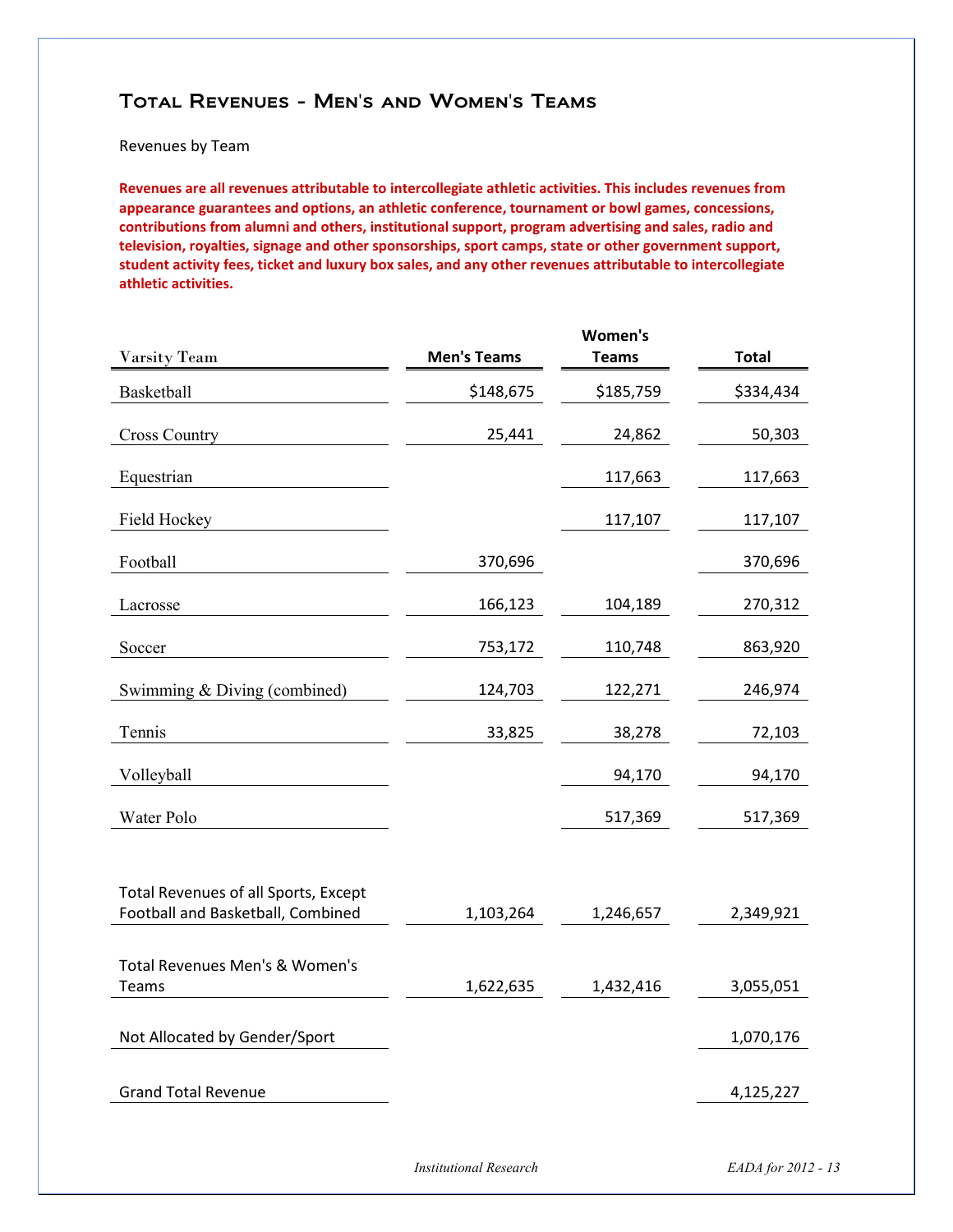## Total Revenues - Men's and Women's Teams

Revenues by Team

**Revenues are all revenues attributable to intercollegiate athletic activities. This includes revenues from appearance guarantees and options, an athletic conference, tournament or bowl games, concessions, contributions from alumni and others, institutional support, program advertising and sales, radio and television, royalties, signage and other sponsorships, sport camps, state or other government support, student activity fees, ticket and luxury box sales, and any other revenues attributable to intercollegiate athletic activities.**

| Varsity Team | Men's Teams | Women's Teams | Total |
|---|---|---|---|
| Basketball | $148,675 | $185,759 | $334,434 |
| Cross Country | 25,441 | 24,862 | 50,303 |
| Equestrian | | 117,663 | 117,663 |
| Field Hockey | | 117,107 | 117,107 |
| Football | 370,696 | | 370,696 |
| Lacrosse | 166,123 | 104,189 | 270,312 |
| Soccer | 753,172 | 110,748 | 863,920 |
| Swimming & Diving (combined) | 124,703 | 122,271 | 246,974 |
| Tennis | 33,825 | 38,278 | 72,103 |
| Volleyball | | 94,170 | 94,170 |
| Water Polo | | 517,369 | 517,369 |
| Total Revenues of all Sports, Except Football and Basketball, Combined | 1,103,264 | 1,246,657 | 2,349,921 |
| Total Revenues Men's & Women's Teams | 1,622,635 | 1,432,416 | 3,055,051 |
| Not Allocated by Gender/Sport | | | 1,070,176 |
| Grand Total Revenue | | | 4,125,227 |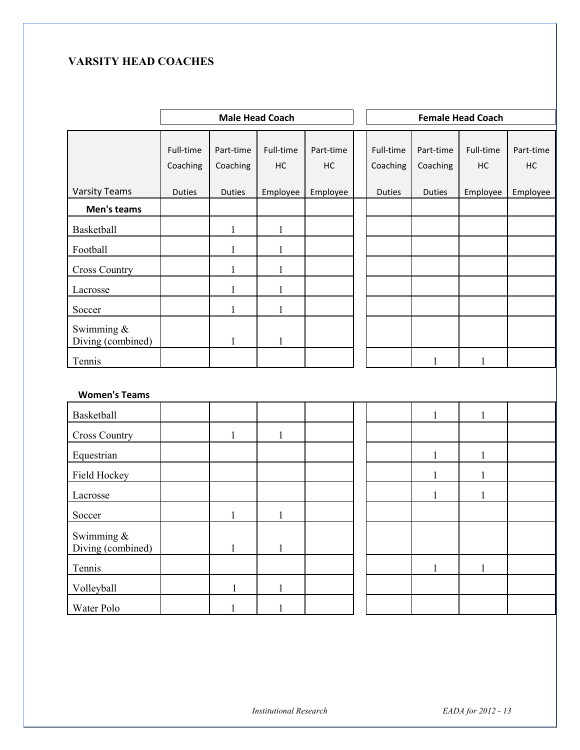## VARSITY HEAD COACHES

| | Male Head Coach | | | | Female Head Coach | | | |
|---|---|---|---|---|---|---|---|---|
| Varsity Teams | Full-time Coaching Duties | Part-time Coaching Duties | Full-time HC Employee | Part-time HC Employee | Full-time Coaching Duties | Part-time Coaching Duties | Full-time HC Employee | Part-time HC Employee |
| **Men's teams** | | | | | | | | |
| Basketball | | 1 | 1 | | | | | |
| Football | | 1 | 1 | | | | | |
| Cross Country | | 1 | 1 | | | | | |
| Lacrosse | | 1 | 1 | | | | | |
| Soccer | | 1 | 1 | | | | | |
| Swimming & Diving (combined) | | 1 | 1 | | | | | |
| Tennis | | | | | | 1 | 1 | |
| **Women's Teams** | | | | | | | | |
| Basketball | | | | | | 1 | 1 | |
| Cross Country | | 1 | 1 | | | | | |
| Equestrian | | | | | | 1 | 1 | |
| Field Hockey | | | | | | 1 | 1 | |
| Lacrosse | | | | | | 1 | 1 | |
| Soccer | | 1 | 1 | | | | | |
| Swimming & Diving (combined) | | 1 | 1 | | | | | |
| Tennis | | | | | | 1 | 1 | |
| Volleyball | | 1 | 1 | | | | | |
| Water Polo | | 1 | 1 | | | | | |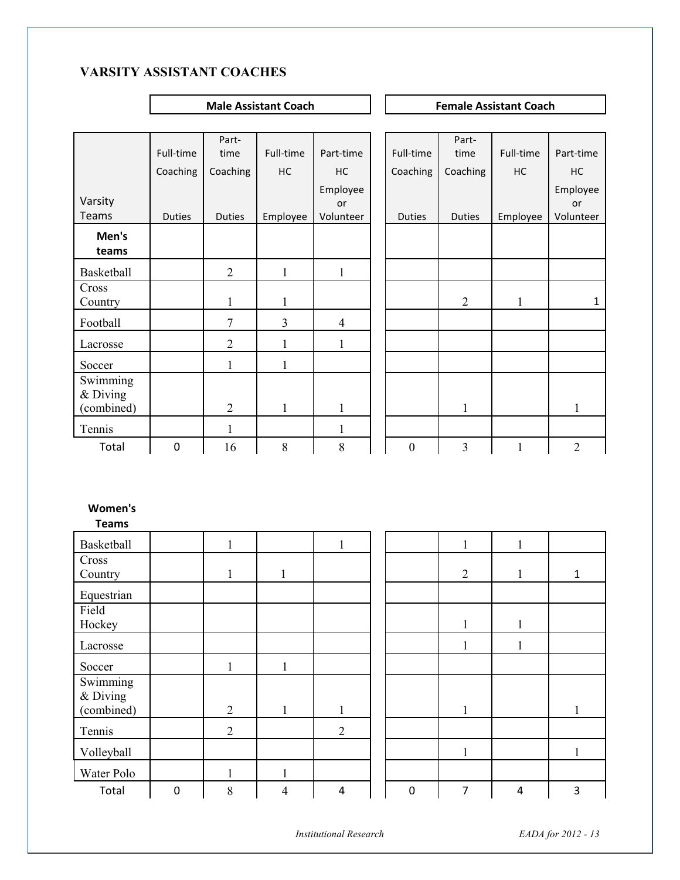## VARSITY ASSISTANT COACHES

| Varsity Teams | Male Assistant Coach | | | | Female Assistant Coach | | | |
|---|---|---|---|---|---|---|---|---|
| | Full-time Coaching Duties | Part-time Coaching Duties | Full-time HC Employee | Part-time HC Employee or Volunteer | Full-time Coaching Duties | Part-time Coaching Duties | Full-time HC Employee | Part-time HC Employee or Volunteer |
| **Men's teams** | | | | | | | | |
| Basketball | | 2 | 1 | 1 | | | | |
| Cross Country | | 1 | 1 | | | 2 | 1 | 1 |
| Football | | 7 | 3 | 4 | | | | |
| Lacrosse | | 2 | 1 | 1 | | | | |
| Soccer | | 1 | 1 | | | | | |
| Swimming & Diving (combined) | | 2 | 1 | 1 | | 1 | | 1 |
| Tennis | | 1 | | 1 | | | | |
| Total | 0 | 16 | 8 | 8 | 0 | 3 | 1 | 2 |

| **Women's Teams** | Full-time Coaching Duties | Part-time Coaching Duties | Full-time HC Employee | Part-time HC Employee or Volunteer | Full-time Coaching Duties | Part-time Coaching Duties | Full-time HC Employee | Part-time HC Employee or Volunteer |
|---|---|---|---|---|---|---|---|---|
| Basketball | | 1 | | 1 | | 1 | 1 | |
| Cross Country | | 1 | 1 | | | 2 | 1 | 1 |
| Equestrian | | | | | | | | |
| Field Hockey | | | | | | 1 | 1 | |
| Lacrosse | | | | | | 1 | 1 | |
| Soccer | | 1 | 1 | | | | | |
| Swimming & Diving (combined) | | 2 | 1 | 1 | | 1 | | 1 |
| Tennis | | 2 | | 2 | | | | |
| Volleyball | | | | | | 1 | | 1 |
| Water Polo | | 1 | 1 | | | | | |
| Total | 0 | 8 | 4 | 4 | 0 | 7 | 4 | 3 |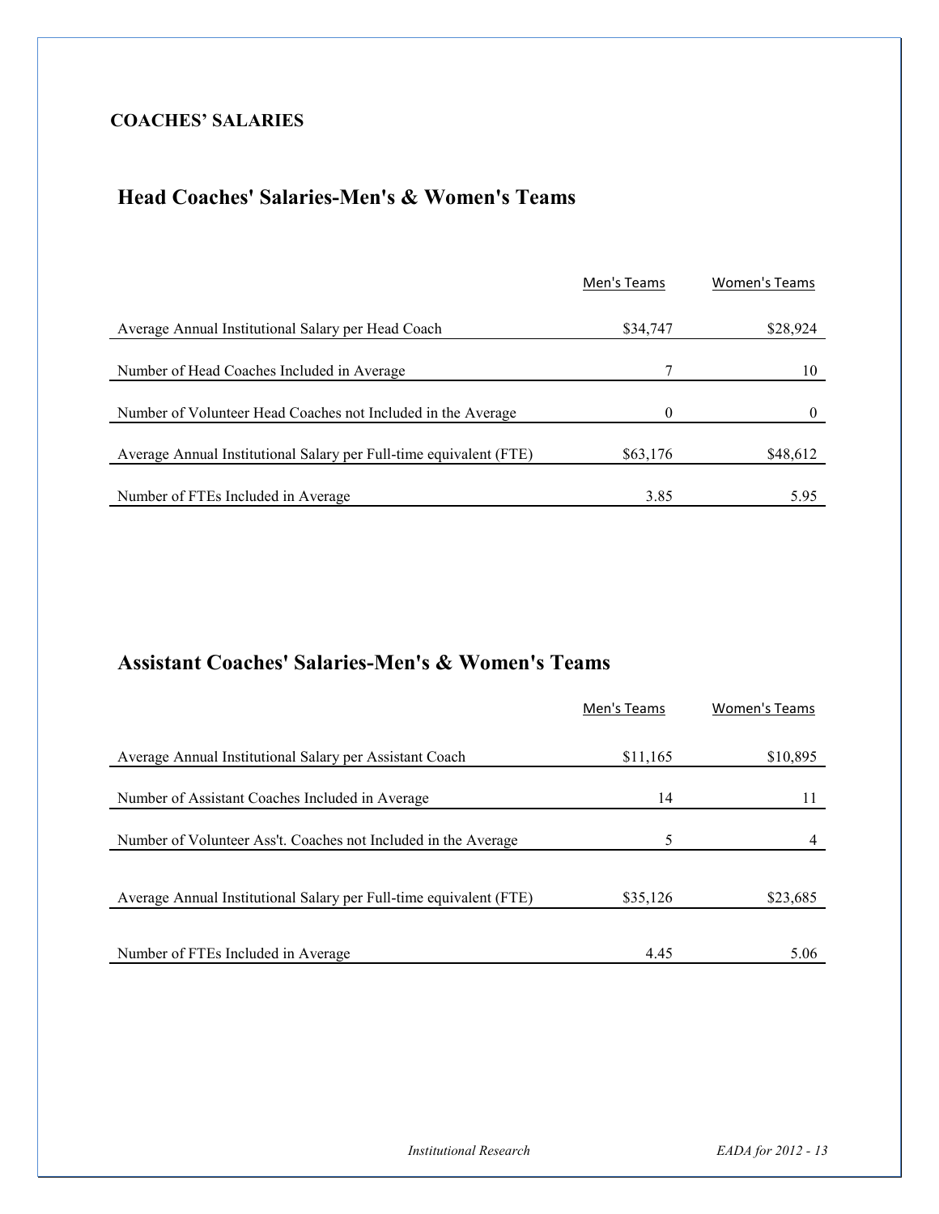**COACHES' SALARIES**

## Head Coaches' Salaries-Men's & Women's Teams

| | Men's Teams | Women's Teams |
|---|---|---|
| Average Annual Institutional Salary per Head Coach | $34,747 | $28,924 |
| Number of Head Coaches Included in Average | 7 | 10 |
| Number of Volunteer Head Coaches not Included in the Average | 0 | 0 |
| Average Annual Institutional Salary per Full-time equivalent (FTE) | $63,176 | $48,612 |
| Number of FTEs Included in Average | 3.85 | 5.95 |

## Assistant Coaches' Salaries-Men's & Women's Teams

| | Men's Teams | Women's Teams |
|---|---|---|
| Average Annual Institutional Salary per Assistant Coach | $11,165 | $10,895 |
| Number of Assistant Coaches Included in Average | 14 | 11 |
| Number of Volunteer Ass't. Coaches not Included in the Average | 5 | 4 |
| Average Annual Institutional Salary per Full-time equivalent (FTE) | $35,126 | $23,685 |
| Number of FTEs Included in Average | 4.45 | 5.06 |